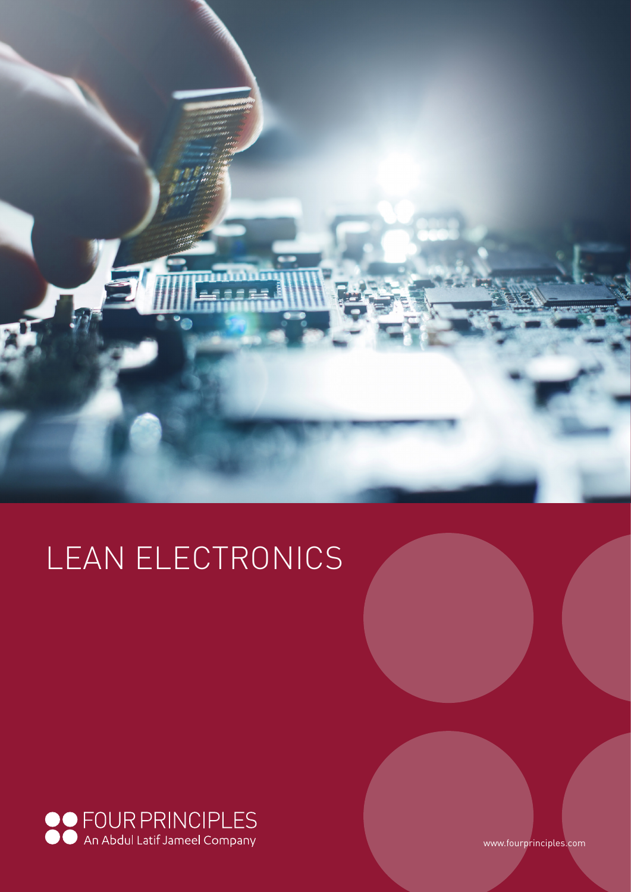# LEAN ELECTRONICS

FOUR PRINCIPLES
An Abdul Latif Jameel Company

www.fourprinciples.com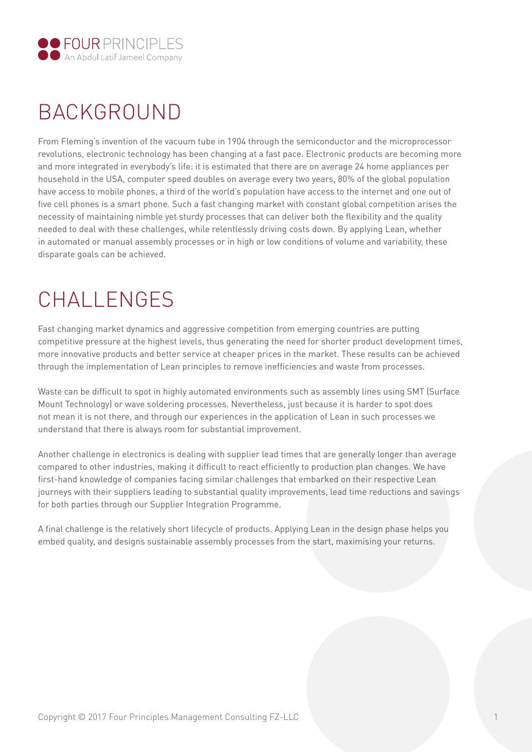# BACKGROUND

From Fleming's invention of the vacuum tube in 1904 through the semiconductor and the microprocessor revolutions, electronic technology has been changing at a fast pace. Electronic products are becoming more and more integrated in everybody's life: it is estimated that there are on average 24 home appliances per household in the USA, computer speed doubles on average every two years, 80% of the global population have access to mobile phones, a third of the world's population have access to the internet and one out of five cell phones is a smart phone. Such a fast changing market with constant global competition arises the necessity of maintaining nimble yet sturdy processes that can deliver both the flexibility and the quality needed to deal with these challenges, while relentlessly driving costs down. By applying Lean, whether in automated or manual assembly processes or in high or low conditions of volume and variability, these disparate goals can be achieved.

# CHALLENGES

Fast changing market dynamics and aggressive competition from emerging countries are putting competitive pressure at the highest levels, thus generating the need for shorter product development times, more innovative products and better service at cheaper prices in the market. These results can be achieved through the implementation of Lean principles to remove inefficiencies and waste from processes.

Waste can be difficult to spot in highly automated environments such as assembly lines using SMT (Surface Mount Technology) or wave soldering processes. Nevertheless, just because it is harder to spot does not mean it is not there, and through our experiences in the application of Lean in such processes we understand that there is always room for substantial improvement.

Another challenge in electronics is dealing with supplier lead times that are generally longer than average compared to other industries, making it difficult to react efficiently to production plan changes. We have first-hand knowledge of companies facing similar challenges that embarked on their respective Lean journeys with their suppliers leading to substantial quality improvements, lead time reductions and savings for both parties through our Supplier Integration Programme.

A final challenge is the relatively short lifecycle of products. Applying Lean in the design phase helps you embed quality, and designs sustainable assembly processes from the start, maximising your returns.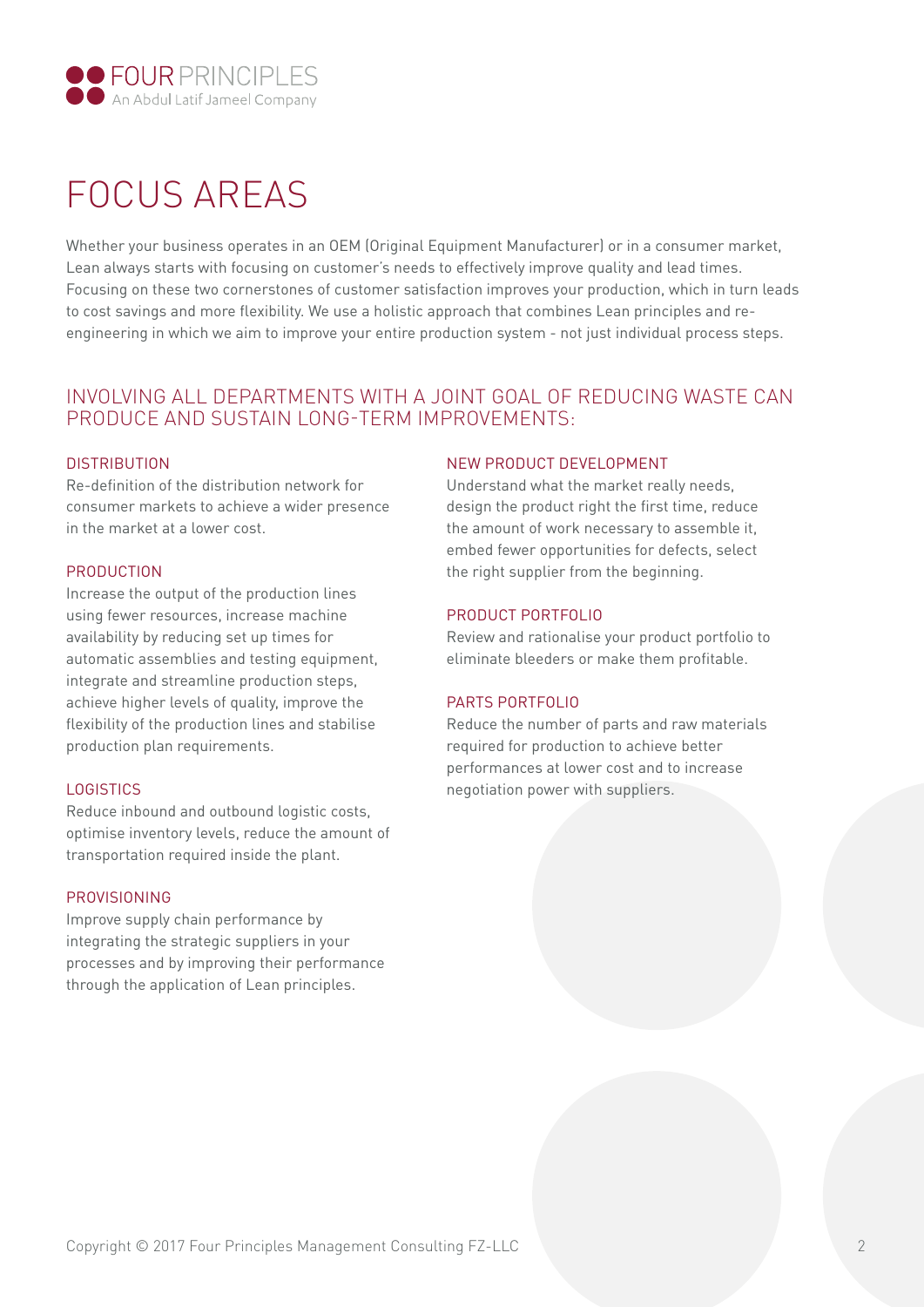# FOCUS AREAS

Whether your business operates in an OEM (Original Equipment Manufacturer) or in a consumer market, Lean always starts with focusing on customer's needs to effectively improve quality and lead times. Focusing on these two cornerstones of customer satisfaction improves your production, which in turn leads to cost savings and more flexibility. We use a holistic approach that combines Lean principles and re-engineering in which we aim to improve your entire production system - not just individual process steps.

## INVOLVING ALL DEPARTMENTS WITH A JOINT GOAL OF REDUCING WASTE CAN PRODUCE AND SUSTAIN LONG-TERM IMPROVEMENTS:

### DISTRIBUTION

Re-definition of the distribution network for consumer markets to achieve a wider presence in the market at a lower cost.

### PRODUCTION

Increase the output of the production lines using fewer resources, increase machine availability by reducing set up times for automatic assemblies and testing equipment, integrate and streamline production steps, achieve higher levels of quality, improve the flexibility of the production lines and stabilise production plan requirements.

### LOGISTICS

Reduce inbound and outbound logistic costs, optimise inventory levels, reduce the amount of transportation required inside the plant.

### PROVISIONING

Improve supply chain performance by integrating the strategic suppliers in your processes and by improving their performance through the application of Lean principles.

### NEW PRODUCT DEVELOPMENT

Understand what the market really needs, design the product right the first time, reduce the amount of work necessary to assemble it, embed fewer opportunities for defects, select the right supplier from the beginning.

### PRODUCT PORTFOLIO

Review and rationalise your product portfolio to eliminate bleeders or make them profitable.

### PARTS PORTFOLIO

Reduce the number of parts and raw materials required for production to achieve better performances at lower cost and to increase negotiation power with suppliers.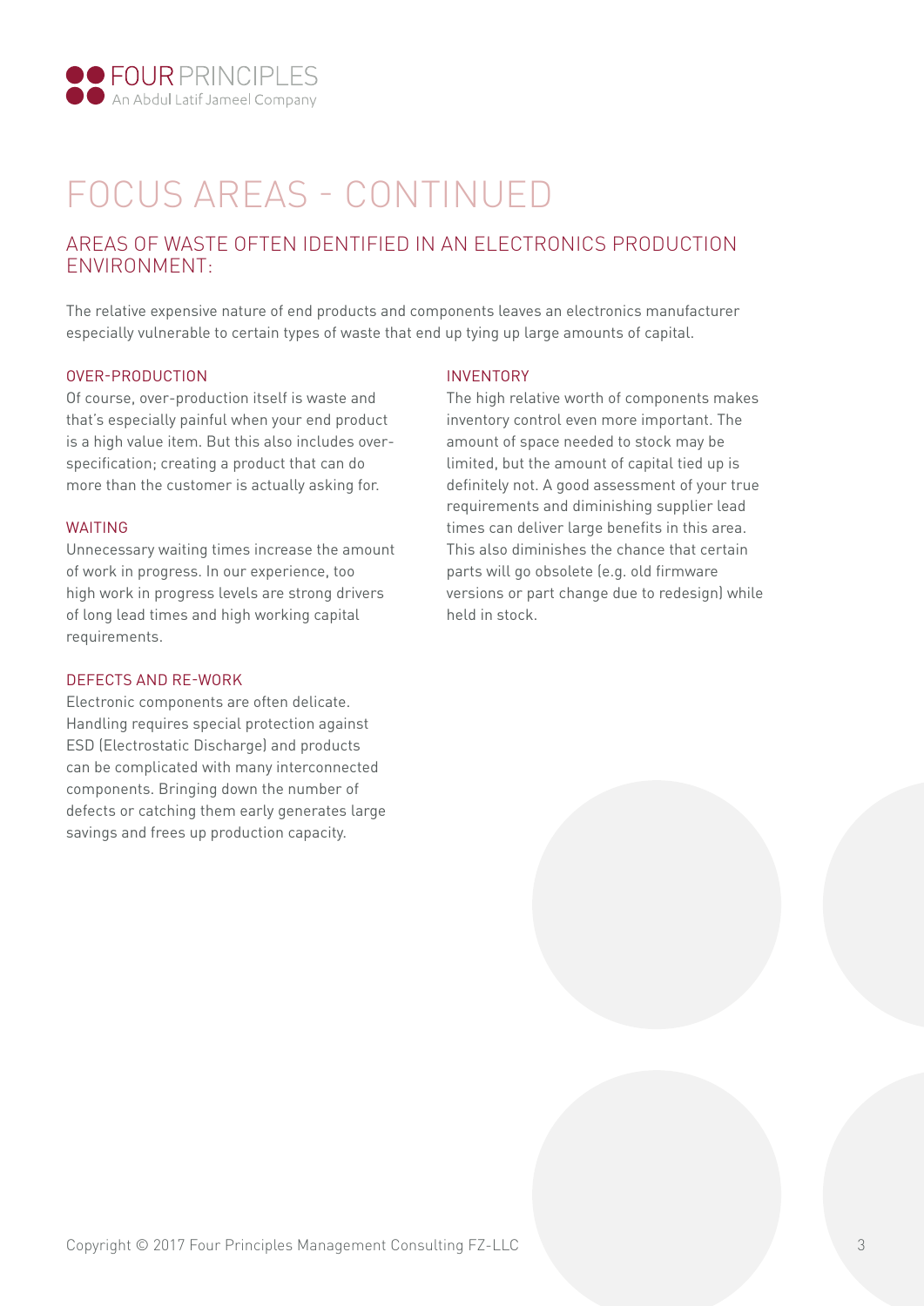# FOCUS AREAS - CONTINUED

## AREAS OF WASTE OFTEN IDENTIFIED IN AN ELECTRONICS PRODUCTION ENVIRONMENT:

The relative expensive nature of end products and components leaves an electronics manufacturer especially vulnerable to certain types of waste that end up tying up large amounts of capital.

### OVER-PRODUCTION

Of course, over-production itself is waste and that's especially painful when your end product is a high value item. But this also includes over-specification; creating a product that can do more than the customer is actually asking for.

### WAITING

Unnecessary waiting times increase the amount of work in progress. In our experience, too high work in progress levels are strong drivers of long lead times and high working capital requirements.

### DEFECTS AND RE-WORK

Electronic components are often delicate. Handling requires special protection against ESD (Electrostatic Discharge) and products can be complicated with many interconnected components. Bringing down the number of defects or catching them early generates large savings and frees up production capacity.

### INVENTORY

The high relative worth of components makes inventory control even more important. The amount of space needed to stock may be limited, but the amount of capital tied up is definitely not. A good assessment of your true requirements and diminishing supplier lead times can deliver large benefits in this area. This also diminishes the chance that certain parts will go obsolete (e.g. old firmware versions or part change due to redesign) while held in stock.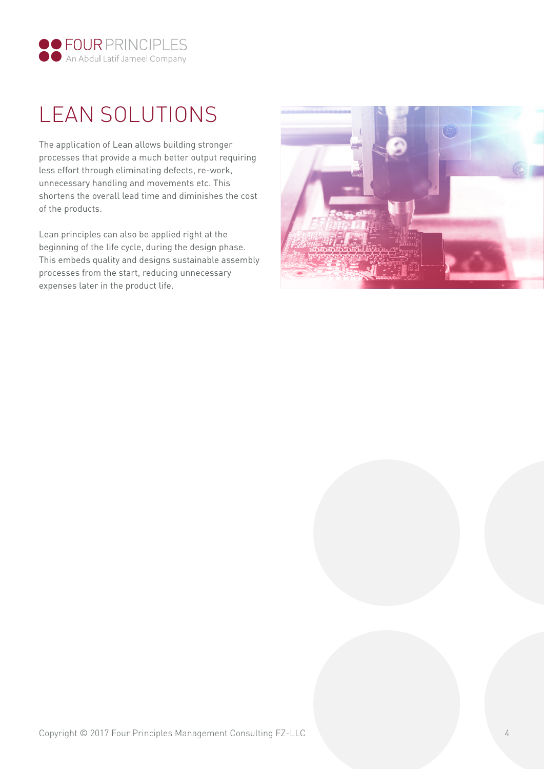# LEAN SOLUTIONS

The application of Lean allows building stronger processes that provide a much better output requiring less effort through eliminating defects, re-work, unnecessary handling and movements etc. This shortens the overall lead time and diminishes the cost of the products.

Lean principles can also be applied right at the beginning of the life cycle, during the design phase. This embeds quality and designs sustainable assembly processes from the start, reducing unnecessary expenses later in the product life.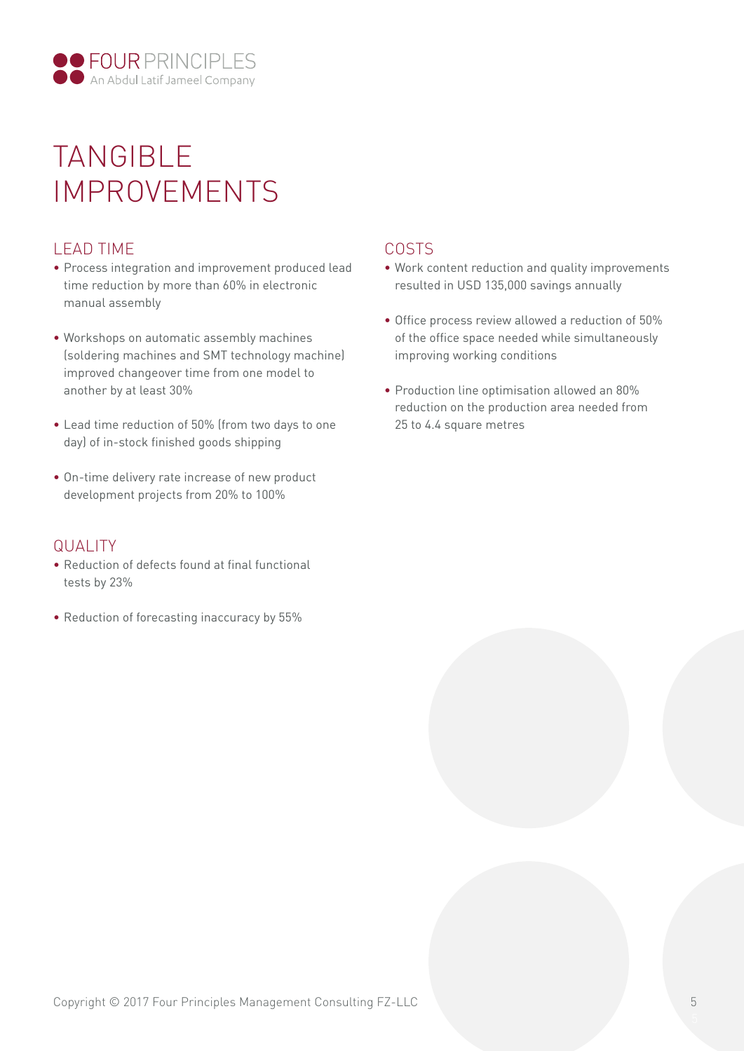# TANGIBLE IMPROVEMENTS

## LEAD TIME

- Process integration and improvement produced lead time reduction by more than 60% in electronic manual assembly
- Workshops on automatic assembly machines (soldering machines and SMT technology machine) improved changeover time from one model to another by at least 30%
- Lead time reduction of 50% (from two days to one day) of in-stock finished goods shipping
- On-time delivery rate increase of new product development projects from 20% to 100%

## QUALITY

- Reduction of defects found at final functional tests by 23%
- Reduction of forecasting inaccuracy by 55%

## COSTS

- Work content reduction and quality improvements resulted in USD 135,000 savings annually
- Office process review allowed a reduction of 50% of the office space needed while simultaneously improving working conditions
- Production line optimisation allowed an 80% reduction on the production area needed from 25 to 4.4 square metres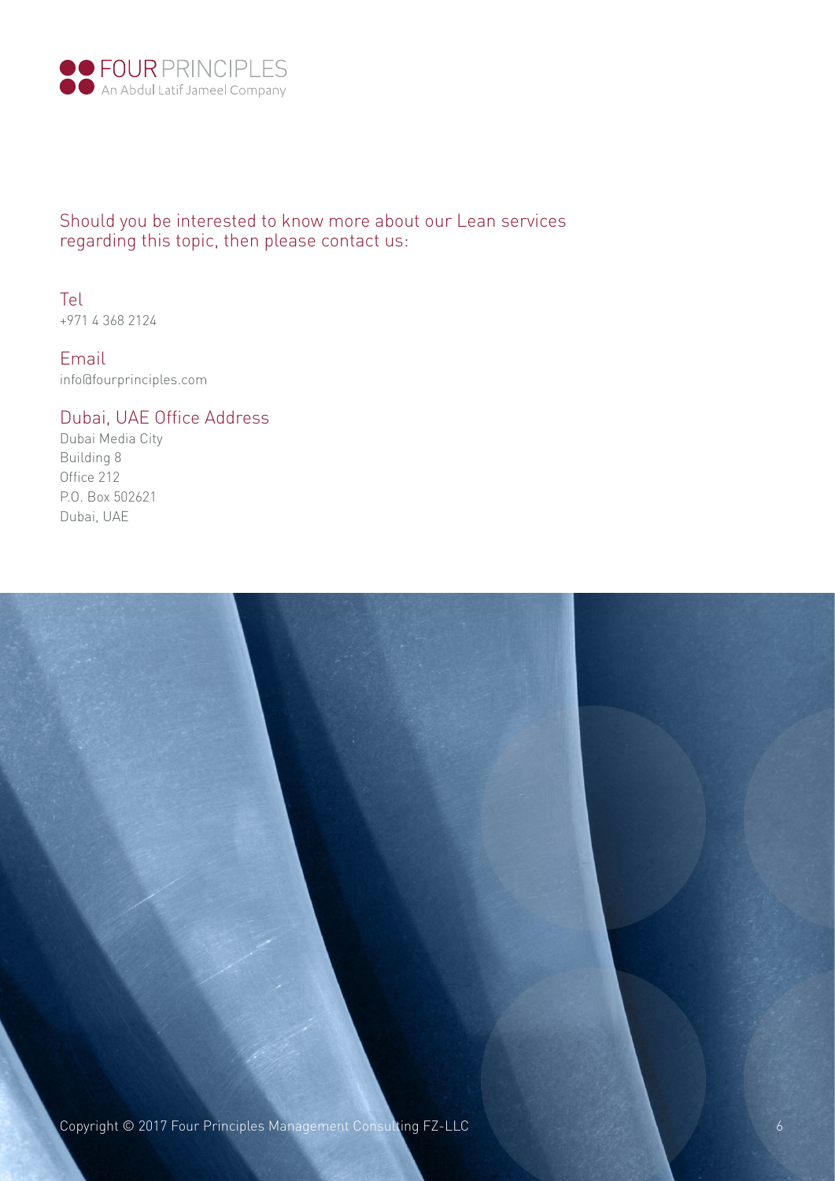FOUR PRINCIPLES
An Abdul Latif Jameel Company

Should you be interested to know more about our Lean services regarding this topic, then please contact us:

Tel
+971 4 368 2124

Email
info@fourprinciples.com

Dubai, UAE Office Address
Dubai Media City
Building 8
Office 212
P.O. Box 502621
Dubai, UAE

Copyright © 2017 Four Principles Management Consulting FZ-LLC